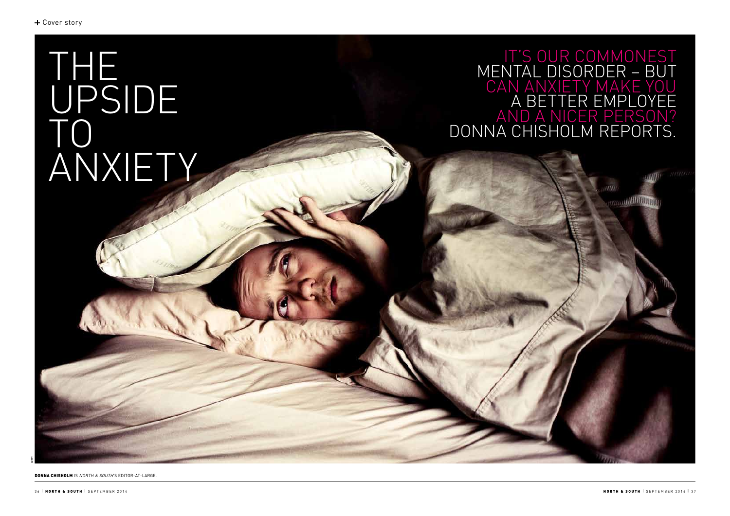# THE UPSIDE TO ANXIETY

IT'S OUR COMMONEST MENTAL DISORDER – BUT CAN ANXIETY MAKE YOU A BETTER EMPLOYEE AND A NICER PERSON? DONNA CHISHOLM REPORTS.

**DONNA CHISHOLM** IS *NORTH & SOUTH*'S EDITOR-AT-LARGE.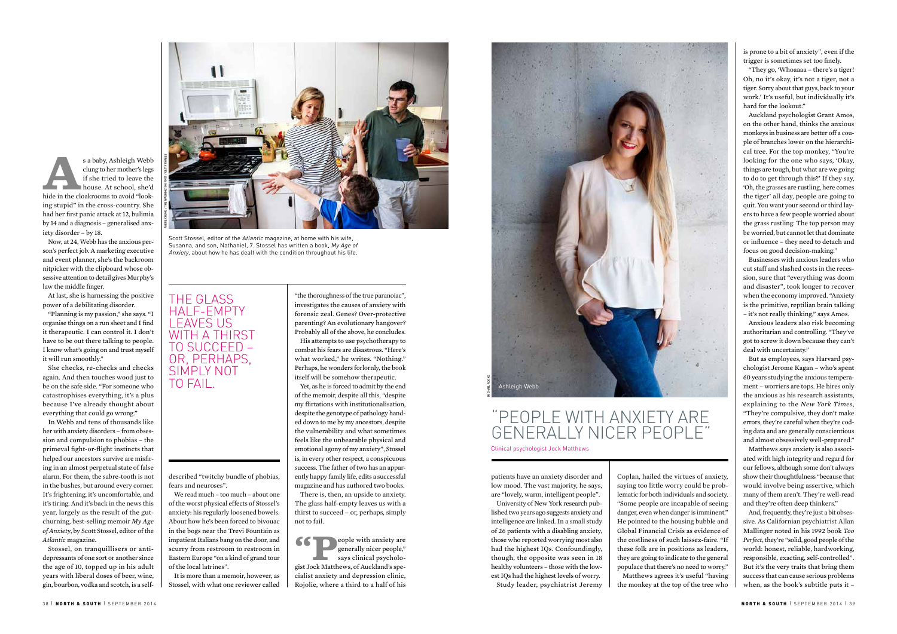As a baby, Ashleigh Webb clung to her mother's legs if she tried to leave the house. At school, she'd hide in the cloakrooms to avoid "looking stupid" in the cross-country. She had her first panic attack at 12, bulimia by 14 and a diagnosis – generalised anxiety disorder – by 18.

Now, at 24, Webb has the anxious person's perfect job. A marketing executive and event planner, she's the backroom nitpicker with the clipboard whose obsessive attention to detail gives Murphy's law the middle finger.

At last, she is harnessing the positive power of a debilitating disorder.

"Planning is my passion," she says. "I organise things on a run sheet and I find it therapeutic. I can control it. I don't have to be out there talking to people. I know what's going on and trust myself it will run smoothly."

She checks, re-checks and checks again. And then touches wood just to be on the safe side. "For someone who catastrophises everything, it's a plus because I've already thought about everything that could go wrong."

In Webb and tens of thousands like her with anxiety disorders – from obsession and compulsion to phobias – the primeval fight-or-flight instincts that helped our ancestors survive are misfiring in an almost perpetual state of false alarm. For them, the sabre-tooth is not in the bushes, but around every corner. It's frightening, it's uncomfortable, and it's tiring. And it's back in the news this year, largely as the result of the gut-churning, best-selling memoir *My Age of Anxiety*, by Scott Stossel, editor of the *Atlantic* magazine.

Stossel, on tranquillisers or antidepressants of one sort or another since the age of 10, topped up in his adult years with liberal doses of beer, wine, gin, bourbon, vodka and scotch, is a self-described "twitchy bundle of phobias, fears and neuroses".

We read much – too much – about one of the worst physical effects of Stossel's anxiety: his regularly loosened bowels. About how he's been forced to bivouac in the bogs near the Trevi Fountain as impatient Italians bang on the door, and scurry from restroom to restroom in Eastern Europe "on a kind of grand tour of the local latrines".

It is more than a memoir, however, as Stossel, with what one reviewer called "the thoroughness of the true paranoiac", investigates the causes of anxiety with forensic zeal. Genes? Over-protective parenting? An evolutionary hangover? Probably all of the above, he concludes.

His attempts to use psychotherapy to combat his fears are disastrous. "Here's what worked," he writes. "Nothing." Perhaps, he wonders forlornly, the book itself will be somehow therapeutic.

Yet, as he is forced to admit by the end of the memoir, despite all this, "despite my flirtations with institutionalisation, despite the genotype of pathology handed down to me by my ancestors, despite the vulnerability and what sometimes feels like the unbearable physical and emotional agony of my anxiety", Stossel is, in every other respect, a conspicuous success. The father of two has an apparently happy family life, edits a successful magazine and has authored two books.

There is, then, an upside to anxiety. The glass half-empty leaves us with a thirst to succeed – or, perhaps, simply not to fail.

Scott Stossel, editor of the *Atlantic* magazine, at home with his wife, Susanna, and son, Nathaniel, 7. Stossel has written a book, *My Age of Anxiety*, about how he has dealt with the condition throughout his life.

## THE GLASS HALF-EMPTY LEAVES US WITH A THIRST TO SUCCEED – OR, PERHAPS, SIMPLY NOT TO FAIL.

"People with anxiety are generally nicer people," says clinical psychologist Jock Matthews, of Auckland's specialist anxiety and depression clinic, Rojolie, where a third to a half of his patients have an anxiety disorder and low mood. The vast majority, he says, are "lovely, warm, intelligent people".

University of New York research published two years ago suggests anxiety and intelligence are linked. In a small study of 26 patients with a disabling anxiety, those who reported worrying most also had the highest IQs. Confoundingly, though, the opposite was seen in 18 healthy volunteers – those with the lowest IQs had the highest levels of worry.

Study leader, psychiatrist Jeremy Coplan, hailed the virtues of anxiety, saying too little worry could be problematic for both individuals and society. "Some people are incapable of seeing danger, even when danger is imminent." He pointed to the housing bubble and Global Financial Crisis as evidence of the costliness of such laissez-faire. "If these folk are in positions as leaders, they are going to indicate to the general populace that there's no need to worry."

Matthews agrees it's useful "having the monkey at the top of the tree who is prone to a bit of anxiety", even if the trigger is sometimes set too finely.

"They go, 'Whoaaaa – there's a tiger! Oh, no it's okay, it's not a tiger, not a tiger. Sorry about that guys, back to your work.' It's useful, but individually it's hard for the lookout."

Ashleigh Webb

## "PEOPLE WITH ANXIETY ARE GENERALLY NICER PEOPLE"

Clinical psychologist Jock Matthews

Auckland psychologist Grant Amos, on the other hand, thinks the anxious monkeys in business are better off a couple of branches lower on the hierarchical tree. For the top monkey, "You're looking for the one who says, 'Okay, things are tough, but what are we going to do to get through this?' If they say, 'Oh, the grasses are rustling, here comes the tiger' all day, people are going to quit. You want your second or third layers to have a few people worried about the grass rustling. The top person may be worried, but cannot let that dominate or influence – they need to detach and focus on good decision-making."

Businesses with anxious leaders who cut staff and slashed costs in the recession, sure that "everything was doom and disaster", took longer to recover when the economy improved. "Anxiety is the primitive, reptilian brain talking – it's not really thinking," says Amos.

Anxious leaders also risk becoming authoritarian and controlling. "They've got to screw it down because they can't deal with uncertainty."

But as employees, says Harvard psychologist Jerome Kagan – who's spent 60 years studying the anxious temperament – worriers are tops. He hires only the anxious as his research assistants, explaining to the *New York Times*, "They're compulsive, they don't make errors, they're careful when they're coding data and are generally conscientious and almost obsessively well-prepared."

Matthews says anxiety is also associated with high integrity and regard for our fellows, although some don't always show their thoughtfulness "because that would involve being assertive, which many of them aren't. They're well-read and they're often deep thinkers."

And, frequently, they're just a bit obsessive. As Californian psychiatrist Allan Mallinger noted in his 1992 book *Too Perfect*, they're "solid, good people of the world: honest, reliable, hardworking, responsible, exacting, self-controlled". But it's the very traits that bring them success that can cause serious problems when, as the book's subtitle puts it –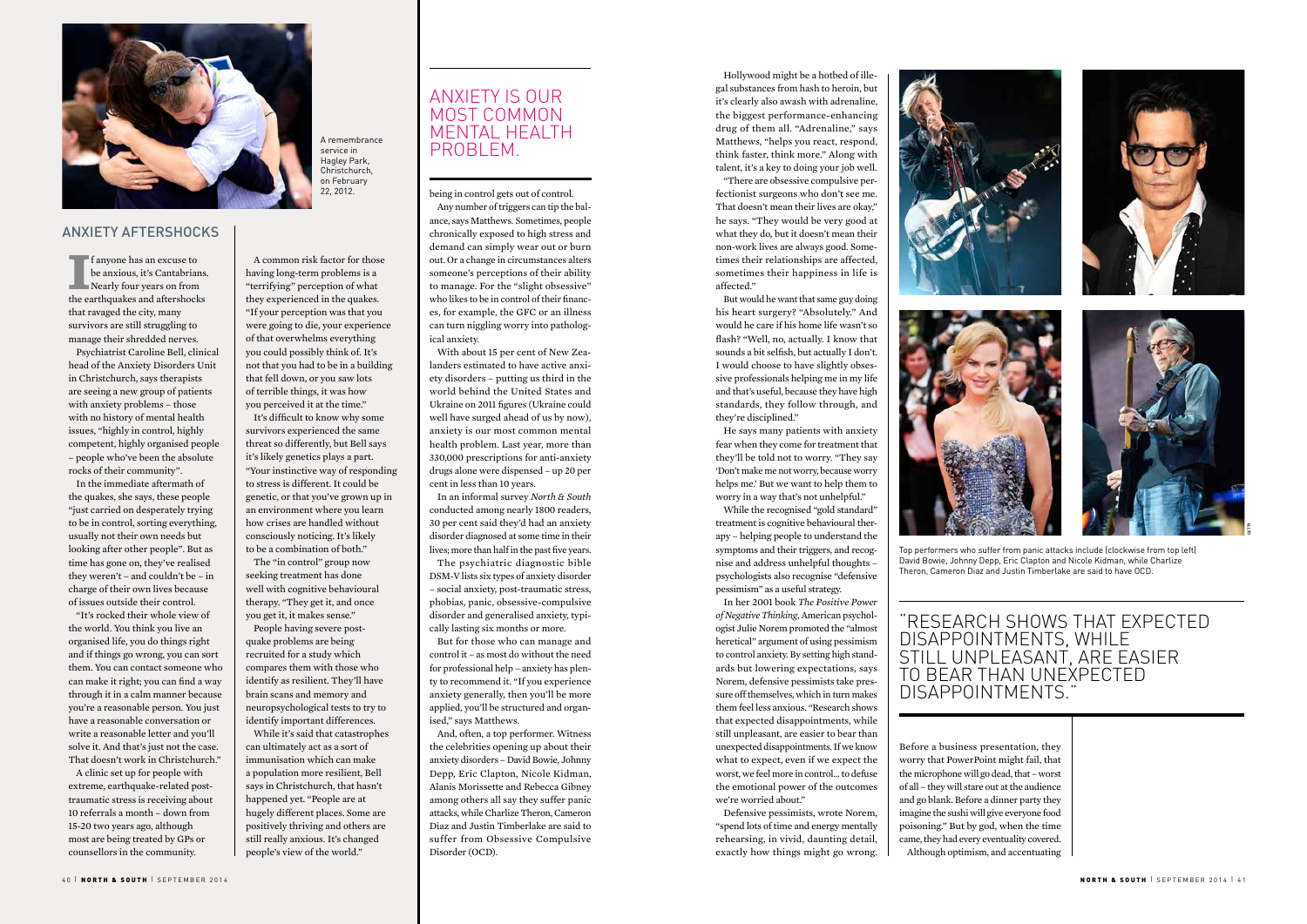A remembrance service in Hagley Park, Christchurch, on February 22, 2012.

## ANXIETY AFTERSHOCKS

If anyone has an excuse to be anxious, it's Cantabrians. Nearly four years on from the earthquakes and aftershocks that ravaged the city, many survivors are still struggling to manage their shredded nerves.

Psychiatrist Caroline Bell, clinical head of the Anxiety Disorders Unit in Christchurch, says therapists are seeing a new group of patients with anxiety problems – those with no history of mental health issues, "highly in control, highly competent, highly organised people – people who've been the absolute rocks of their community".

In the immediate aftermath of the quakes, she says, these people "just carried on desperately trying to be in control, sorting everything, usually not their own needs but looking after other people". But as time has gone on, they've realised they weren't – and couldn't be – in charge of their own lives because of issues outside their control.

"It's rocked their whole view of the world. You think you live an organised life, you do things right and if things go wrong, you can sort them. You can contact someone who can make it right; you can find a way through it in a calm manner because you're a reasonable person. You just have a reasonable conversation or write a reasonable letter and you'll solve it. And that's just not the case. That doesn't work in Christchurch."

A clinic set up for people with extreme, earthquake-related post-traumatic stress is receiving about 10 referrals a month – down from 15-20 two years ago, although most are being treated by GPs or counsellors in the community.

A common risk factor for those having long-term problems is a "terrifying" perception of what they experienced in the quakes. "If your perception was that you were going to die, your experience of that overwhelms everything you could possibly think of. It's not that you had to be in a building that fell down, or you saw lots of terrible things, it was how you perceived it at the time."

It's difficult to know why some survivors experienced the same threat so differently, but Bell says it's likely genetics plays a part. "Your instinctive way of responding to stress is different. It could be genetic, or that you've grown up in an environment where you learn how crises are handled without consciously noticing. It's likely to be a combination of both."

The "in control" group now seeking treatment has done well with cognitive behavioural therapy. "They get it, and once you get it, it makes sense."

People having severe post-quake problems are being recruited for a study which compares them with those who identify as resilient. They'll have brain scans and memory and neuropsychological tests to try to identify important differences.

While it's said that catastrophes can ultimately act as a sort of immunisation which can make a population more resilient, Bell says in Christchurch, that hasn't happened yet. "People are at hugely different places. Some are positively thriving and others are still really anxious. It's changed people's view of the world."

## ANXIETY IS OUR MOST COMMON MENTAL HEALTH PROBLEM.

being in control gets out of control.

Any number of triggers can tip the balance, says Matthews. Sometimes, people chronically exposed to high stress and demand can simply wear out or burn out. Or a change in circumstances alters someone's perceptions of their ability to manage. For the "slight obsessive" who likes to be in control of their finances, for example, the GFC or an illness can turn niggling worry into pathological anxiety.

With about 15 per cent of New Zealanders estimated to have active anxiety disorders – putting us third in the world behind the United States and Ukraine on 2011 figures (Ukraine could well have surged ahead of us by now), anxiety is our most common mental health problem. Last year, more than 330,000 prescriptions for anti-anxiety drugs alone were dispensed – up 20 per cent in less than 10 years.

In an informal survey *North & South* conducted among nearly 1800 readers, 30 per cent said they'd had an anxiety disorder diagnosed at some time in their lives; more than half in the past five years.

The psychiatric diagnostic bible DSM-V lists six types of anxiety disorder – social anxiety, post-traumatic stress, phobias, panic, obsessive-compulsive disorder and generalised anxiety, typically lasting six months or more.

But for those who can manage and control it – as most do without the need for professional help – anxiety has plenty to recommend it. "If you experience anxiety generally, then you'll be more applied, you'll be structured and organised," says Matthews.

And, often, a top performer. Witness the celebrities opening up about their anxiety disorders – David Bowie, Johnny Depp, Eric Clapton, Nicole Kidman, Alanis Morissette and Rebecca Gibney among others all say they suffer panic attacks, while Charlize Theron, Cameron Diaz and Justin Timberlake are said to suffer from Obsessive Compulsive Disorder (OCD).

Hollywood might be a hotbed of illegal substances from hash to heroin, but it's clearly also awash with adrenaline, the biggest performance-enhancing drug of them all. "Adrenaline," says Matthews, "helps you react, respond, think faster, think more." Along with talent, it's a key to doing your job well.

"There are obsessive compulsive perfectionist surgeons who don't see me. That doesn't mean their lives are okay," he says. "They would be very good at what they do, but it doesn't mean their non-work lives are always good. Sometimes their relationships are affected, sometimes their happiness in life is affected."

But would he want that same guy doing his heart surgery? "Absolutely." And would he care if his home life wasn't so flash? "Well, no, actually. I know that sounds a bit selfish, but actually I don't. I would choose to have slightly obsessive professionals helping me in my life and that's useful, because they have high standards, they follow through, and they're disciplined."

He says many patients with anxiety fear when they come for treatment that they'll be told not to worry. "They say 'Don't make me not worry, because worry helps me.' But we want to help them to worry in a way that's not unhelpful."

While the recognised "gold standard" treatment is cognitive behavioural therapy – helping people to understand the symptoms and their triggers, and recognise and address unhelpful thoughts – psychologists also recognise "defensive pessimism" as a useful strategy.

In her 2001 book *The Positive Power of Negative Thinking*, American psychologist Julie Norem promoted the "almost heretical" argument of using pessimism to control anxiety. By setting high standards but lowering expectations, says Norem, defensive pessimists take pressure off themselves, which in turn makes them feel less anxious. "Research shows that expected disappointments, while still unpleasant, are easier to bear than unexpected disappointments. If we know what to expect, even if we expect the worst, we feel more in control… to defuse the emotional power of the outcomes we're worried about."

Defensive pessimists, wrote Norem, "spend lots of time and energy mentally rehearsing, in vivid, daunting detail, exactly how things might go wrong. Before a business presentation, they worry that PowerPoint might fail, that the microphone will go dead, that – worst of all – they will stare out at the audience and go blank. Before a dinner party they imagine the sushi will give everyone food poisoning." But by god, when the time came, they had every eventuality covered.

Although optimism, and accentuating

Top performers who suffer from panic attacks include (clockwise from top left) David Bowie, Johnny Depp, Eric Clapton and Nicole Kidman, while Charlize Theron, Cameron Diaz and Justin Timberlake are said to have OCD.

## "RESEARCH SHOWS THAT EXPECTED DISAPPOINTMENTS, WHILE STILL UNPLEASANT, ARE EASIER TO BEAR THAN UNEXPECTED DISAPPOINTMENTS."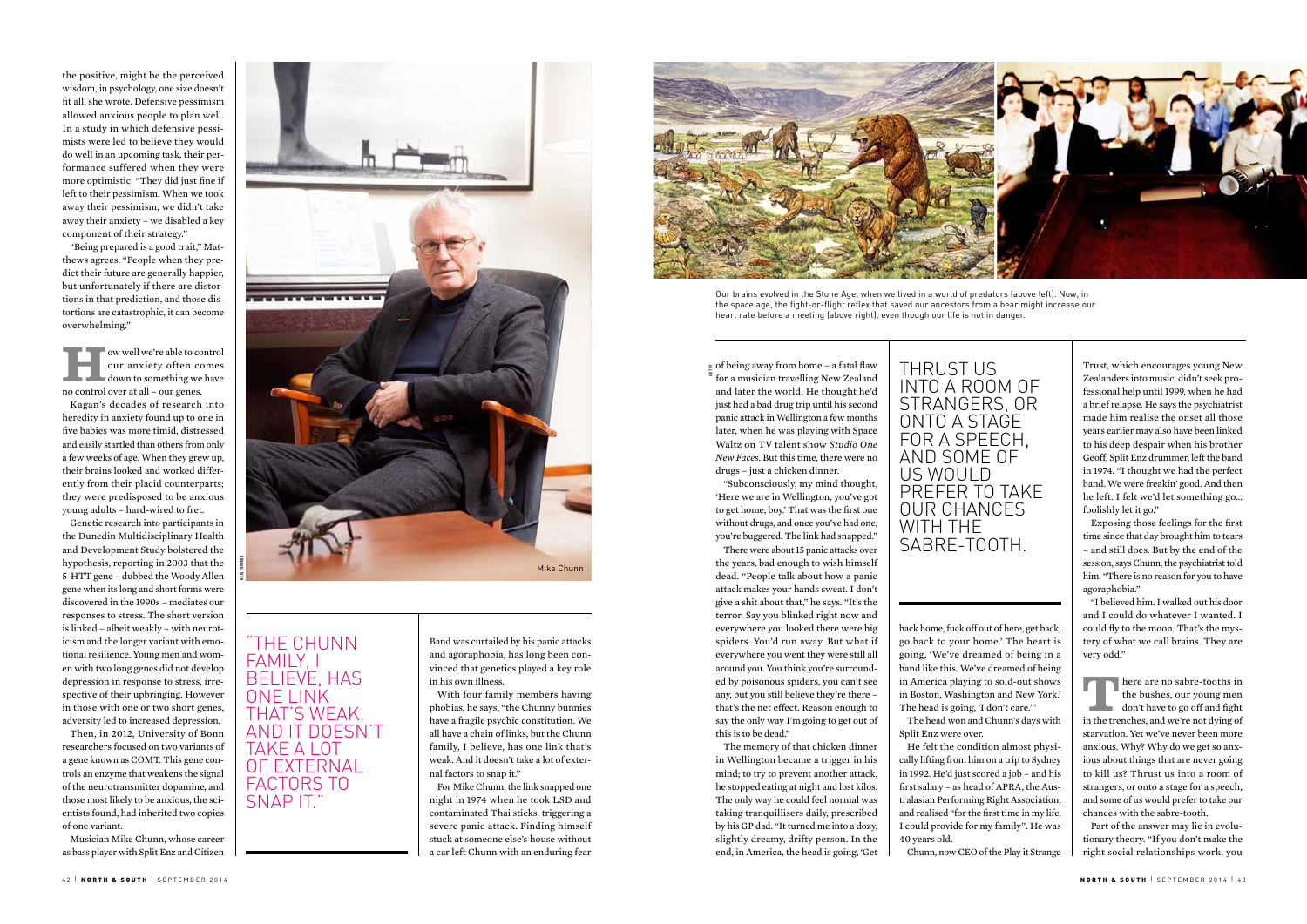the positive, might be the perceived wisdom, in psychology, one size doesn't fit all, she wrote. Defensive pessimism allowed anxious people to plan well. In a study in which defensive pessimists were led to believe they would do well in an upcoming task, their performance suffered when they were more optimistic. "They did just fine if left to their pessimism. When we took away their pessimism, we didn't take away their anxiety – we disabled a key component of their strategy."

"Being prepared is a good trait," Matthews agrees. "People when they predict their future are generally happier, but unfortunately if there are distortions in that prediction, and those distortions are catastrophic, it can become overwhelming."

How well we're able to control our anxiety often comes down to something we have no control over at all – our genes.

Kagan's decades of research into heredity in anxiety found up to one in five babies was more timid, distressed and easily startled than others from only a few weeks of age. When they grew up, their brains looked and worked differently from their placid counterparts; they were predisposed to be anxious young adults – hard-wired to fret.

Genetic research into participants in the Dunedin Multidisciplinary Health and Development Study bolstered the hypothesis, reporting in 2003 that the 5-HTT gene – dubbed the Woody Allen gene when its long and short forms were discovered in the 1990s – mediates our responses to stress. The short version is linked – albeit weakly – with neuroticism and the longer variant with emotional resilience. Young men and women with two long genes did not develop depression in response to stress, irrespective of their upbringing. However in those with one or two short genes, adversity led to increased depression.

Then, in 2012, University of Bonn researchers focused on two variants of a gene known as COMT. This gene controls an enzyme that weakens the signal of the neurotransmitter dopamine, and those most likely to be anxious, the scientists found, had inherited two copies of one variant.

Musician Mike Chunn, whose career as bass player with Split Enz and Citizen Band was curtailed by his panic attacks and agoraphobia, has long been convinced that genetics played a key role in his own illness.

Mike Chunn

"THE CHUNN FAMILY, I BELIEVE, HAS ONE LINK THAT'S WEAK. AND IT DOESN'T TAKE A LOT OF EXTERNAL FACTORS TO SNAP IT."

With four family members having phobias, he says, "the Chunny bunnies have a fragile psychic constitution. We all have a chain of links, but the Chunn family, I believe, has one link that's weak. And it doesn't take a lot of external factors to snap it."

For Mike Chunn, the link snapped one night in 1974 when he took LSD and contaminated Thai sticks, triggering a severe panic attack. Finding himself stuck at someone else's house without a car left Chunn with an enduring fear of being away from home – a fatal flaw for a musician travelling New Zealand and later the world. He thought he'd just had a bad drug trip until his second panic attack in Wellington a few months later, when he was playing with Space Waltz on TV talent show *Studio One New Faces*. But this time, there were no drugs – just a chicken dinner.

"Subconsciously, my mind thought, 'Here we are in Wellington, you've got to get home, boy.' That was the first one without drugs, and once you've had one, you're buggered. The link had snapped."

There were about 15 panic attacks over the years, bad enough to wish himself dead. "People talk about how a panic attack makes your hands sweat. I don't give a shit about that," he says. "It's the terror. Say you blinked right now and everywhere you looked there were big spiders. You'd run away. But what if everywhere you went they were still all around you. You think you're surrounded by poisonous spiders, you can't see any, but you still believe they're there – that's the net effect. Reason enough to say the only way I'm going to get out of this is to be dead."

The memory of that chicken dinner in Wellington became a trigger in his mind; to try to prevent another attack, he stopped eating at night and lost kilos. The only way he could feel normal was taking tranquillisers daily, prescribed by his GP dad. "It turned me into a dozy, slightly dreamy, drifty person. In the end, in America, the head is going, 'Get back home, fuck off out of here, get back, go back to your home.' The heart is going, 'We've dreamed of being in a band like this. We've dreamed of being in America playing to sold-out shows in Boston, Washington and New York.' The head is going, 'I don't care.'"

The head won and Chunn's days with Split Enz were over.

He felt the condition almost physically lifting from him on a trip to Sydney in 1992. He'd just scored a job – and his first salary – as head of APRA, the Australasian Performing Right Association, and realised "for the first time in my life, I could provide for my family". He was 40 years old.

Chunn, now CEO of the Play it Strange Trust, which encourages young New Zealanders into music, didn't seek professional help until 1999, when he had a brief relapse. He says the psychiatrist made him realise the onset all those years earlier may also have been linked to his deep despair when his brother Geoff, Split Enz drummer, left the band in 1974. "I thought we had the perfect band. We were freakin' good. And then he left. I felt we'd let something go... foolishly let it go."

Exposing those feelings for the first time since that day brought him to tears – and still does. But by the end of the session, says Chunn, the psychiatrist told him, "There is no reason for you to have agoraphobia."

"I believed him. I walked out his door and I could do whatever I wanted. I could fly to the moon. That's the mystery of what we call brains. They are very odd."

Our brains evolved in the Stone Age, when we lived in a world of predators (above left). Now, in the space age, the fight-or-flight reflex that saved our ancestors from a bear might increase our heart rate before a meeting (above right), even though our life is not in danger.

THRUST US INTO A ROOM OF STRANGERS, OR ONTO A STAGE FOR A SPEECH, AND SOME OF US WOULD PREFER TO TAKE OUR CHANCES WITH THE SABRE-TOOTH.

There are no sabre-tooths in the bushes, our young men don't have to go off and fight in the trenches, and we're not dying of starvation. Yet we've never been more anxious. Why? Why do we get so anxious about things that are never going to kill us? Thrust us into a room of strangers, or onto a stage for a speech, and some of us would prefer to take our chances with the sabre-tooth.

Part of the answer may lie in evolutionary theory. "If you don't make the right social relationships work, you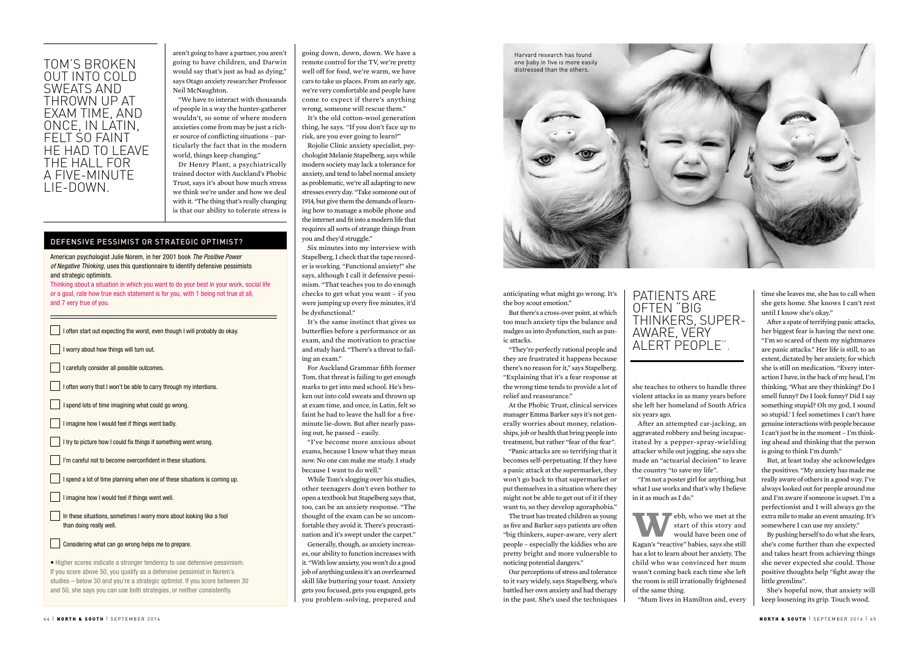> TOM'S BROKEN OUT INTO COLD SWEATS AND THROWN UP AT EXAM TIME, AND ONCE, IN LATIN, FELT SO FAINT HE HAD TO LEAVE THE HALL FOR A FIVE-MINUTE LIE-DOWN.

aren't going to have a partner, you aren't going to have children, and Darwin would say that's just as bad as dying," says Otago anxiety researcher Professor Neil McNaughton.

"We have to interact with thousands of people in a way the hunter-gatherer wouldn't, so some of where modern anxieties come from may be just a richer source of conflicting situations – particularly the fact that in the modern world, things keep changing."

Dr Henry Plant, a psychiatrically trained doctor with Auckland's Phobic Trust, says it's about how much stress we think we're under and how we deal with it. "The thing that's really changing is that our ability to tolerate stress is going down, down, down. We have a remote control for the TV, we're pretty well off for food, we're warm, we have cars to take us places. From an early age, we're very comfortable and people have come to expect if there's anything wrong, someone will rescue them."

It's the old cotton-wool generation thing, he says. "If you don't face up to risk, are you ever going to learn?"

Rojolie Clinic anxiety specialist, psychologist Melanie Stapelberg, says while modern society may lack a tolerance for anxiety, and tend to label normal anxiety as problematic, we're all adapting to new stresses every day. "Take someone out of 1914, but give them the demands of learning how to manage a mobile phone and the internet and fit into a modern life that requires all sorts of strange things from you and they'd struggle."

Six minutes into my interview with Stapelberg, I check that the tape recorder is working. "Functional anxiety!" she says, although I call it defensive pessimism. "That teaches you to do enough checks to get what you want – if you were jumping up every five minutes, it'd be dysfunctional."

It's the same instinct that gives us butterflies before a performance or an exam, and the motivation to practise and study hard. "There's a threat to failing an exam."

For Auckland Grammar fifth former Tom, that threat is failing to get enough marks to get into med school. He's broken out into cold sweats and thrown up at exam time, and once, in Latin, felt so faint he had to leave the hall for a five-minute lie-down. But after nearly passing out, he passed – easily.

"I've become more anxious about exams, because I know what they mean now. No one can make me study. I study because I want to do well."

While Tom's slogging over his studies, other teenagers don't even bother to open a textbook but Stapelberg says that, too, can be an anxiety response. "The thought of the exam can be so uncomfortable they avoid it. There's procrastination and it's swept under the carpet."

Generally, though, as anxiety increases, our ability to function increases with it. "With low anxiety, you won't do a good job of anything unless it's an overlearned skill like buttering your toast. Anxiety gets you focused, gets you engaged, gets you problem-solving, prepared and anticipating what might go wrong. It's the boy scout emotion."

But there's a cross-over point, at which too much anxiety tips the balance and nudges us into dysfunction, such as panic attacks.

"They're perfectly rational people and they are frustrated it happens because there's no reason for it," says Stapelberg. "Explaining that it's a fear response at the wrong time tends to provide a lot of relief and reassurance."

At the Phobic Trust, clinical services manager Emma Barker says it's not generally worries about money, relationships, job or health that bring people into treatment, but rather "fear of the fear".

"Panic attacks are so terrifying that it becomes self-perpetuating. If they have a panic attack at the supermarket, they won't go back to that supermarket or put themselves in a situation where they might not be able to get out of it if they want to, so they develop agoraphobia."

The trust has treated children as young as five and Barker says patients are often "big thinkers, super-aware, very alert people – especially the kiddies who are pretty bright and more vulnerable to noticing potential dangers."

Our perceptions of stress and tolerance to it vary widely, says Stapelberg, who's battled her own anxiety and had therapy in the past. She's used the techniques she teaches to others to handle three violent attacks in as many years before she left her homeland of South Africa six years ago.

After an attempted car-jacking, an aggravated robbery and being incapacitated by a pepper-spray-wielding attacker while out jogging, she says she made an "actuarial decision" to leave the country "to save my life".

"I'm not a poster girl for anything, but what I use works and that's why I believe in it as much as I do."

> PATIENTS ARE OFTEN "BIG THINKERS, SUPER-AWARE, VERY ALERT PEOPLE".

Webb, who we met at the start of this story and would have been one of Kagan's "reactive" babies, says she still has a lot to learn about her anxiety. The child who was convinced her mum wasn't coming back each time she left the room is still irrationally frightened of the same thing.

"Mum lives in Hamilton and, every time she leaves me, she has to call when she gets home. She knows I can't rest until I know she's okay."

After a spate of terrifying panic attacks, her biggest fear is having the next one. "I'm so scared of them my nightmares are panic attacks." Her life is still, to an extent, dictated by her anxiety, for which she is still on medication. "Every interaction I have, in the back of my head, I'm thinking, 'What are they thinking? Do I smell funny? Do I look funny? Did I say something stupid? Oh my god, I sound so stupid.' I feel sometimes I can't have genuine interactions with people because I can't just be in the moment – I'm thinking ahead and thinking that the person is going to think I'm dumb."

But, at least today she acknowledges the positives. "My anxiety has made me really aware of others in a good way. I've always looked out for people around me and I'm aware if someone is upset. I'm a perfectionist and I will always go the extra mile to make an event amazing. It's somewhere I can use my anxiety."

By pushing herself to do what she fears, she's come further than she expected and takes heart from achieving things she never expected she could. Those positive thoughts help "fight away the little gremlins".

She's hopeful now, that anxiety will keep loosening its grip. Touch wood.

Harvard research has found one baby in five is more easily distressed than the others.

## DEFENSIVE PESSIMIST OR STRATEGIC OPTIMIST?

American psychologist Julie Norem, in her 2001 book *The Positive Power of Negative Thinking*, uses this questionnaire to identify defensive pessimists and strategic optimists.

Thinking about a situation in which you want to do your best in your work, social life or a goal, rate how true each statement is for you, with 1 being not true at all, and 7 very true of you.

- ☐ I often start out expecting the worst, even though I will probably do okay.
- ☐ I worry about how things will turn out.
- ☐ I carefully consider all possible outcomes.
- ☐ I often worry that I won't be able to carry through my intentions.
- ☐ I spend lots of time imagining what could go wrong.
- ☐ I imagine how I would feel if things went badly.
- ☐ I try to picture how I could fix things if something went wrong.
- ☐ I'm careful not to become overconfident in these situations.
- ☐ I spend a lot of time planning when one of these situations is coming up.
- ☐ I imagine how I would feel if things went well.
- ☐ In these situations, sometimes I worry more about looking like a fool than doing really well.
- ☐ Considering what can go wrong helps me to prepare.

• Higher scores indicate a stronger tendency to use defensive pessimism. If you score above 50, you qualify as a defensive pessimist in Norem's studies – below 30 and you're a strategic optimist. If you score between 30 and 50, she says you can use both strategies, or neither consistently.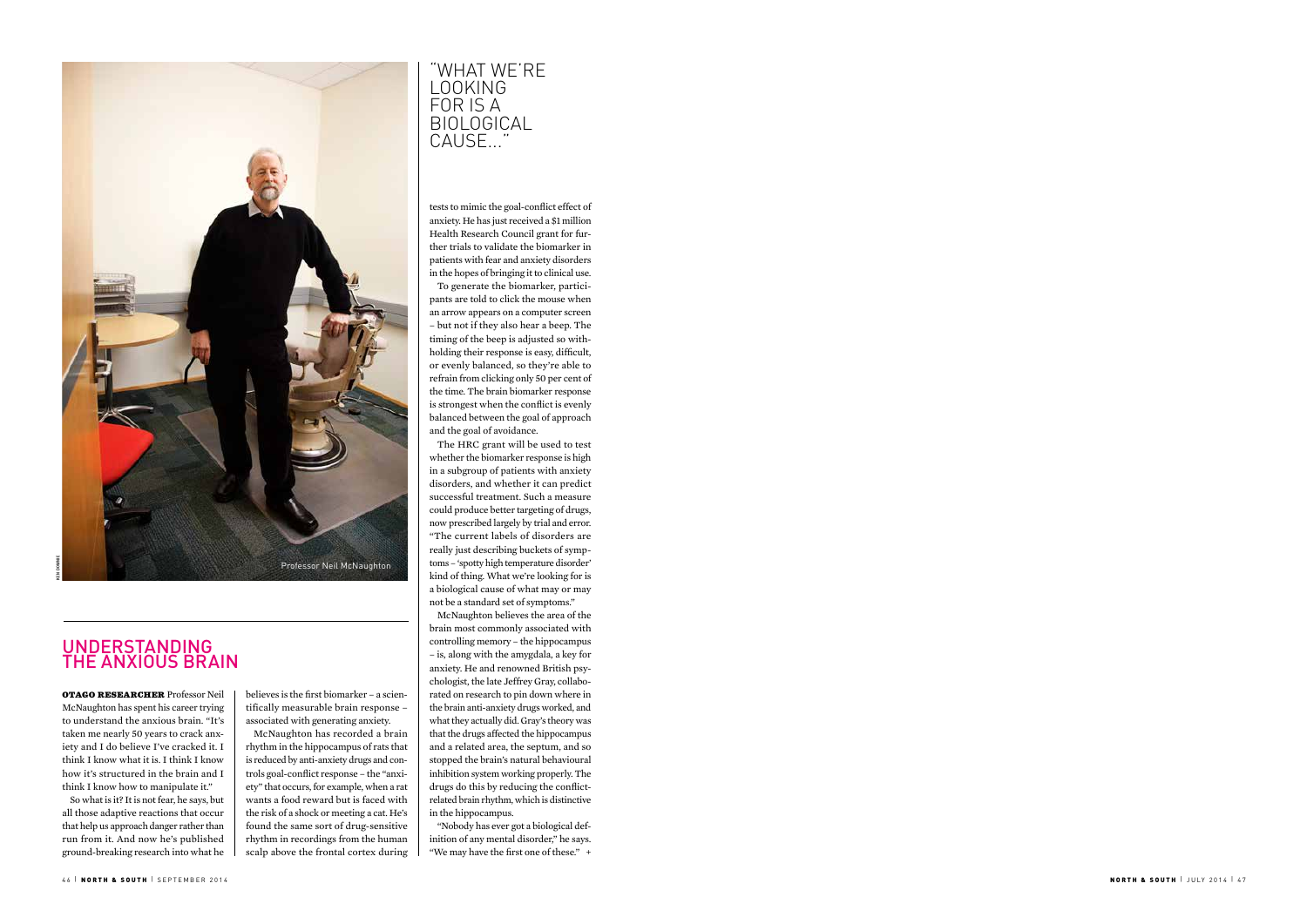# UNDERSTANDING THE ANXIOUS BRAIN

Professor Neil McNaughton

**OTAGO RESEARCHER** Professor Neil McNaughton has spent his career trying to understand the anxious brain. "It's taken me nearly 50 years to crack anxiety and I do believe I've cracked it. I think I know what it is. I think I know how it's structured in the brain and I think I know how to manipulate it."

So what is it? It is not fear, he says, but all those adaptive reactions that occur that help us approach danger rather than run from it. And now he's published ground-breaking research into what he believes is the first biomarker – a scientifically measurable brain response – associated with generating anxiety.

McNaughton has recorded a brain rhythm in the hippocampus of rats that is reduced by anti-anxiety drugs and controls goal-conflict response – the "anxiety" that occurs, for example, when a rat wants a food reward but is faced with the risk of a shock or meeting a cat. He's found the same sort of drug-sensitive rhythm in recordings from the human scalp above the frontal cortex during tests to mimic the goal-conflict effect of anxiety. He has just received a $1 million Health Research Council grant for further trials to validate the biomarker in patients with fear and anxiety disorders in the hopes of bringing it to clinical use.

## "WHAT WE'RE LOOKING FOR IS A BIOLOGICAL CAUSE..."

To generate the biomarker, participants are told to click the mouse when an arrow appears on a computer screen – but not if they also hear a beep. The timing of the beep is adjusted so withholding their response is easy, difficult, or evenly balanced, so they're able to refrain from clicking only 50 per cent of the time. The brain biomarker response is strongest when the conflict is evenly balanced between the goal of approach and the goal of avoidance.

The HRC grant will be used to test whether the biomarker response is high in a subgroup of patients with anxiety disorders, and whether it can predict successful treatment. Such a measure could produce better targeting of drugs, now prescribed largely by trial and error. "The current labels of disorders are really just describing buckets of symptoms – 'spotty high temperature disorder' kind of thing. What we're looking for is a biological cause of what may or may not be a standard set of symptoms."

McNaughton believes the area of the brain most commonly associated with controlling memory – the hippocampus – is, along with the amygdala, a key for anxiety. He and renowned British psychologist, the late Jeffrey Gray, collaborated on research to pin down where in the brain anti-anxiety drugs worked, and what they actually did. Gray's theory was that the drugs affected the hippocampus and a related area, the septum, and so stopped the brain's natural behavioural inhibition system working properly. The drugs do this by reducing the conflict-related brain rhythm, which is distinctive in the hippocampus.

"Nobody has ever got a biological definition of any mental disorder," he says. "We may have the first one of these." +